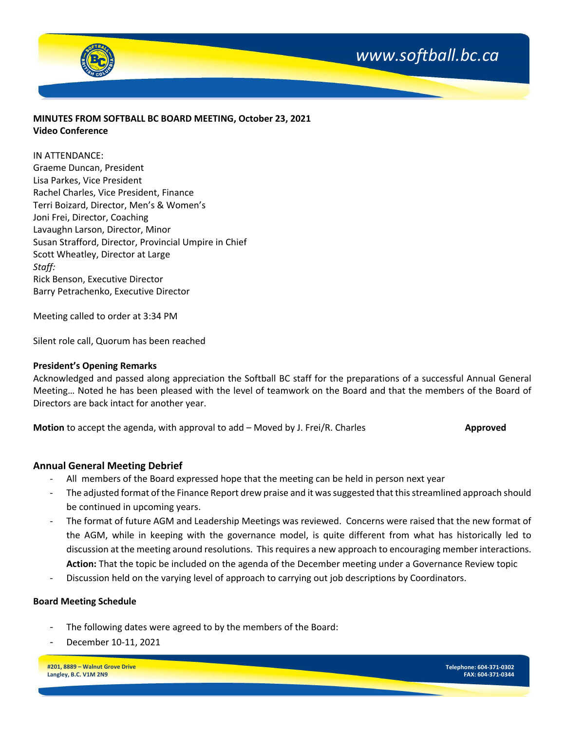**MINUTES FROM SOFTBALL BC BOARD MEETING, October 23, 2021**
**Video Conference**

IN ATTENDANCE:
Graeme Duncan, President
Lisa Parkes, Vice President
Rachel Charles, Vice President, Finance
Terri Boizard, Director, Men's & Women's
Joni Frei, Director, Coaching
Lavaughn Larson, Director, Minor
Susan Strafford, Director, Provincial Umpire in Chief
Scott Wheatley, Director at Large
*Staff:*
Rick Benson, Executive Director
Barry Petrachenko, Executive Director

Meeting called to order at 3:34 PM

Silent role call, Quorum has been reached

**President's Opening Remarks**
Acknowledged and passed along appreciation the Softball BC staff for the preparations of a successful Annual General Meeting… Noted he has been pleased with the level of teamwork on the Board and that the members of the Board of Directors are back intact for another year.

**Motion** to accept the agenda, with approval to add – Moved by J. Frei/R. Charles **Approved**

## Annual General Meeting Debrief

- All members of the Board expressed hope that the meeting can be held in person next year
- The adjusted format of the Finance Report drew praise and it was suggested that this streamlined approach should be continued in upcoming years.
- The format of future AGM and Leadership Meetings was reviewed. Concerns were raised that the new format of the AGM, while in keeping with the governance model, is quite different from what has historically led to discussion at the meeting around resolutions. This requires a new approach to encouraging member interactions. **Action:** That the topic be included on the agenda of the December meeting under a Governance Review topic
- Discussion held on the varying level of approach to carrying out job descriptions by Coordinators.

**Board Meeting Schedule**

- The following dates were agreed to by the members of the Board:
- December 10-11, 2021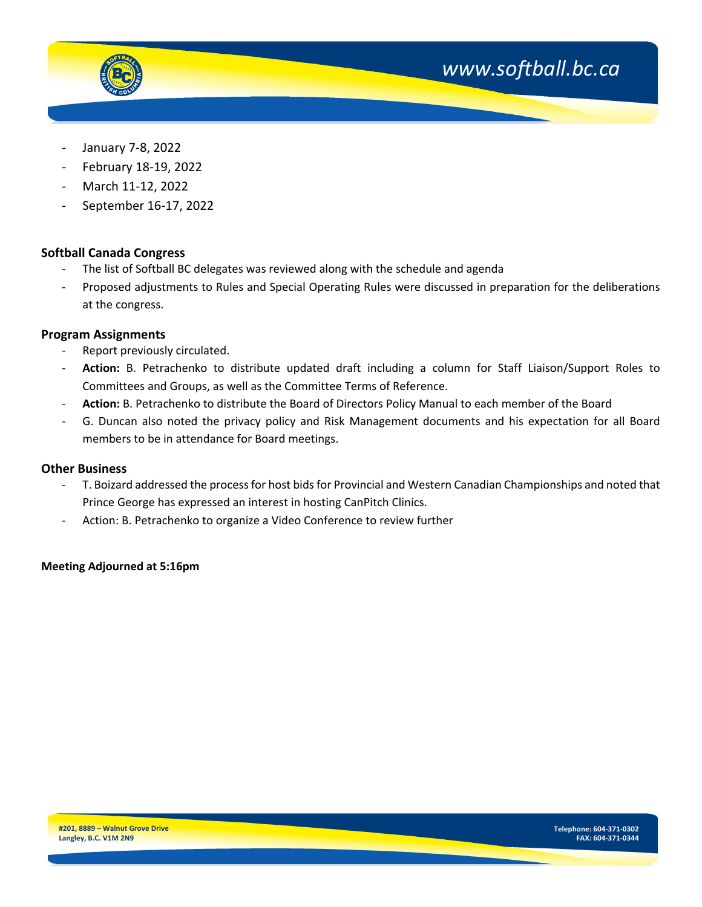- January 7-8, 2022
- February 18-19, 2022
- March 11-12, 2022
- September 16-17, 2022

**Softball Canada Congress**

- The list of Softball BC delegates was reviewed along with the schedule and agenda
- Proposed adjustments to Rules and Special Operating Rules were discussed in preparation for the deliberations at the congress.

**Program Assignments**

- Report previously circulated.
- **Action:** B. Petrachenko to distribute updated draft including a column for Staff Liaison/Support Roles to Committees and Groups, as well as the Committee Terms of Reference.
- **Action:** B. Petrachenko to distribute the Board of Directors Policy Manual to each member of the Board
- G. Duncan also noted the privacy policy and Risk Management documents and his expectation for all Board members to be in attendance for Board meetings.

**Other Business**

- T. Boizard addressed the process for host bids for Provincial and Western Canadian Championships and noted that Prince George has expressed an interest in hosting CanPitch Clinics.
- Action: B. Petrachenko to organize a Video Conference to review further

**Meeting Adjourned at 5:16pm**